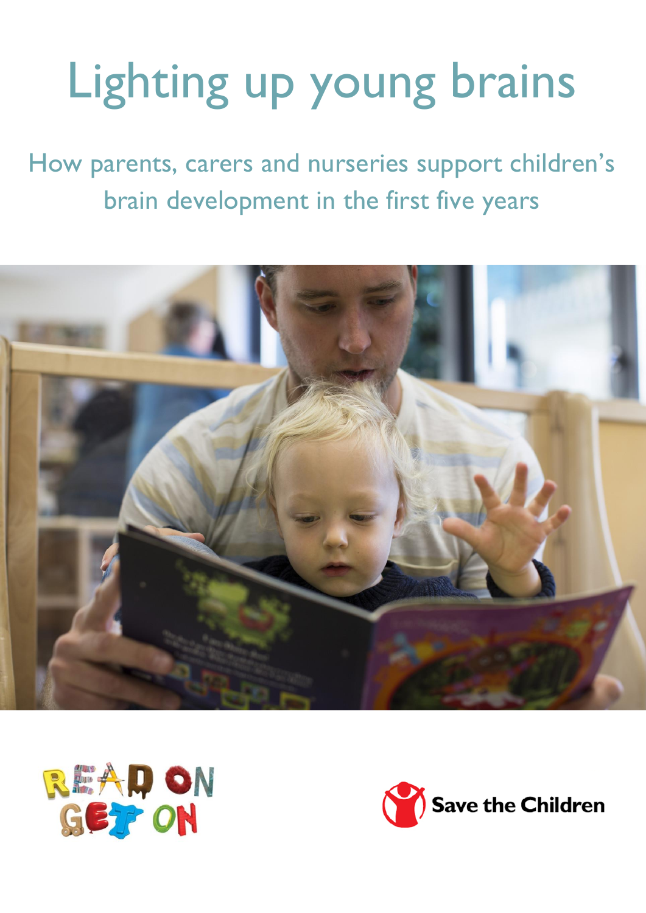# Lighting up young brains

## How parents, carers and nurseries support children's brain development in the first five years

READ ON GET ON

Save the Children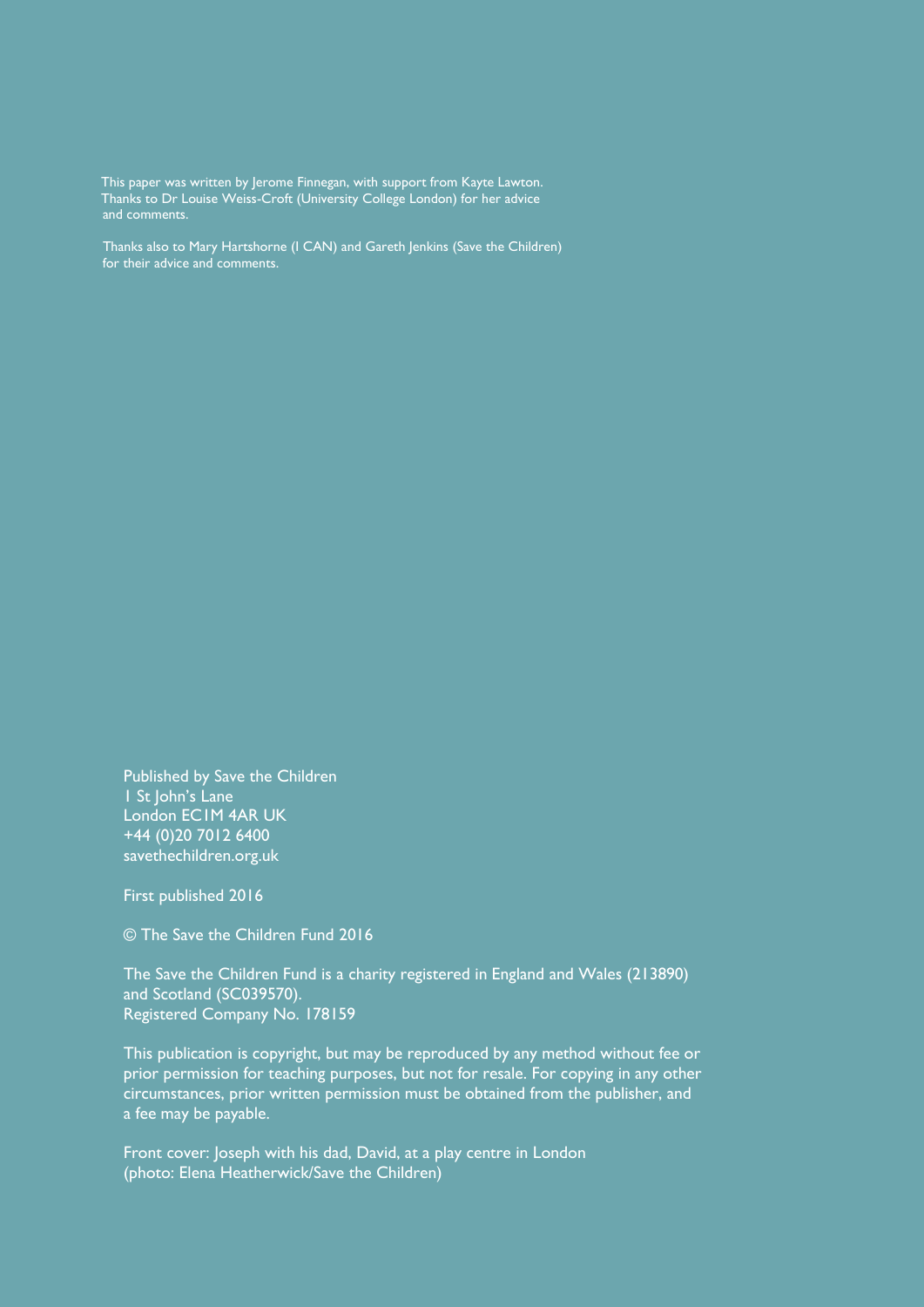This paper was written by Jerome Finnegan, with support from Kayte Lawton. Thanks to Dr Louise Weiss-Croft (University College London) for her advice and comments.

Thanks also to Mary Hartshorne (I CAN) and Gareth Jenkins (Save the Children) for their advice and comments.

Published by Save the Children
1 St John's Lane
London EC1M 4AR UK
+44 (0)20 7012 6400
savethechildren.org.uk

First published 2016

© The Save the Children Fund 2016

The Save the Children Fund is a charity registered in England and Wales (213890) and Scotland (SC039570).
Registered Company No. 178159

This publication is copyright, but may be reproduced by any method without fee or prior permission for teaching purposes, but not for resale. For copying in any other circumstances, prior written permission must be obtained from the publisher, and a fee may be payable.

Front cover: Joseph with his dad, David, at a play centre in London (photo: Elena Heatherwick/Save the Children)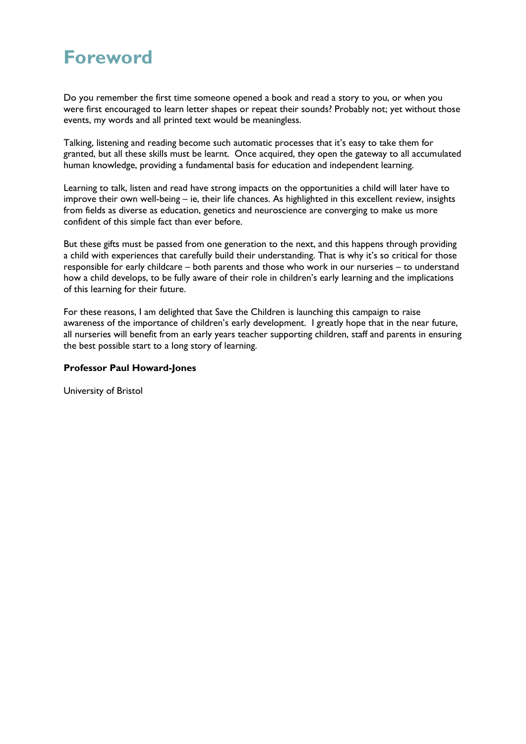# Foreword

Do you remember the first time someone opened a book and read a story to you, or when you were first encouraged to learn letter shapes or repeat their sounds? Probably not; yet without those events, my words and all printed text would be meaningless.

Talking, listening and reading become such automatic processes that it's easy to take them for granted, but all these skills must be learnt. Once acquired, they open the gateway to all accumulated human knowledge, providing a fundamental basis for education and independent learning.

Learning to talk, listen and read have strong impacts on the opportunities a child will later have to improve their own well-being – ie, their life chances. As highlighted in this excellent review, insights from fields as diverse as education, genetics and neuroscience are converging to make us more confident of this simple fact than ever before.

But these gifts must be passed from one generation to the next, and this happens through providing a child with experiences that carefully build their understanding. That is why it's so critical for those responsible for early childcare – both parents and those who work in our nurseries – to understand how a child develops, to be fully aware of their role in children's early learning and the implications of this learning for their future.

For these reasons, I am delighted that Save the Children is launching this campaign to raise awareness of the importance of children's early development. I greatly hope that in the near future, all nurseries will benefit from an early years teacher supporting children, staff and parents in ensuring the best possible start to a long story of learning.

**Professor Paul Howard-Jones**

University of Bristol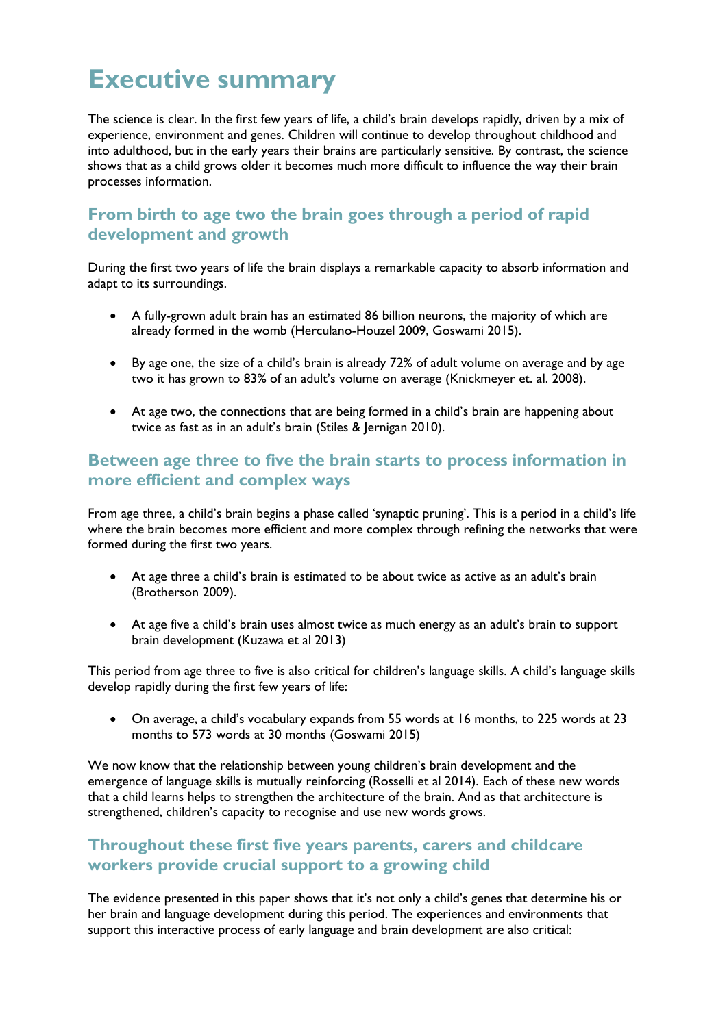# Executive summary

The science is clear. In the first few years of life, a child's brain develops rapidly, driven by a mix of experience, environment and genes. Children will continue to develop throughout childhood and into adulthood, but in the early years their brains are particularly sensitive. By contrast, the science shows that as a child grows older it becomes much more difficult to influence the way their brain processes information.

## From birth to age two the brain goes through a period of rapid development and growth

During the first two years of life the brain displays a remarkable capacity to absorb information and adapt to its surroundings.

- A fully-grown adult brain has an estimated 86 billion neurons, the majority of which are already formed in the womb (Herculano-Houzel 2009, Goswami 2015).
- By age one, the size of a child's brain is already 72% of adult volume on average and by age two it has grown to 83% of an adult's volume on average (Knickmeyer et. al. 2008).
- At age two, the connections that are being formed in a child's brain are happening about twice as fast as in an adult's brain (Stiles & Jernigan 2010).

## Between age three to five the brain starts to process information in more efficient and complex ways

From age three, a child's brain begins a phase called 'synaptic pruning'. This is a period in a child's life where the brain becomes more efficient and more complex through refining the networks that were formed during the first two years.

- At age three a child's brain is estimated to be about twice as active as an adult's brain (Brotherson 2009).
- At age five a child's brain uses almost twice as much energy as an adult's brain to support brain development (Kuzawa et al 2013)

This period from age three to five is also critical for children's language skills. A child's language skills develop rapidly during the first few years of life:

- On average, a child's vocabulary expands from 55 words at 16 months, to 225 words at 23 months to 573 words at 30 months (Goswami 2015)

We now know that the relationship between young children's brain development and the emergence of language skills is mutually reinforcing (Rosselli et al 2014). Each of these new words that a child learns helps to strengthen the architecture of the brain. And as that architecture is strengthened, children's capacity to recognise and use new words grows.

## Throughout these first five years parents, carers and childcare workers provide crucial support to a growing child

The evidence presented in this paper shows that it's not only a child's genes that determine his or her brain and language development during this period. The experiences and environments that support this interactive process of early language and brain development are also critical: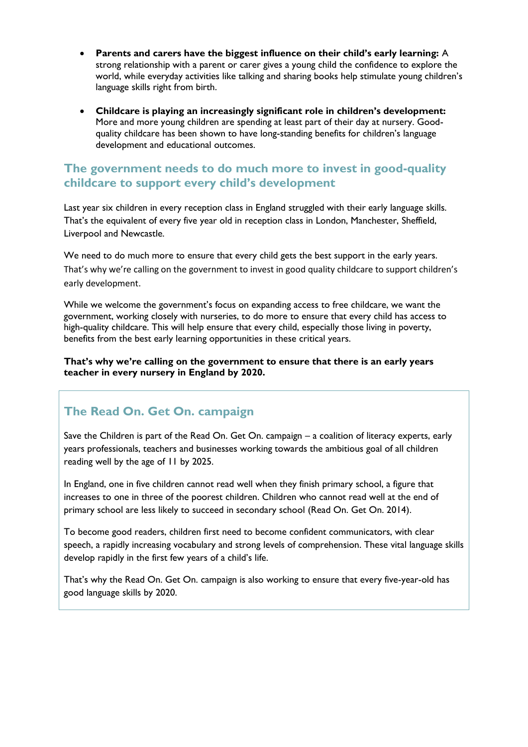- **Parents and carers have the biggest influence on their child's early learning:** A strong relationship with a parent or carer gives a young child the confidence to explore the world, while everyday activities like talking and sharing books help stimulate young children's language skills right from birth.

- **Childcare is playing an increasingly significant role in children's development:** More and more young children are spending at least part of their day at nursery. Good-quality childcare has been shown to have long-standing benefits for children's language development and educational outcomes.

## The government needs to do much more to invest in good-quality childcare to support every child's development

Last year six children in every reception class in England struggled with their early language skills. That's the equivalent of every five year old in reception class in London, Manchester, Sheffield, Liverpool and Newcastle.

We need to do much more to ensure that every child gets the best support in the early years. That's why we're calling on the government to invest in good quality childcare to support children's early development.

While we welcome the government's focus on expanding access to free childcare, we want the government, working closely with nurseries, to do more to ensure that every child has access to high-quality childcare. This will help ensure that every child, especially those living in poverty, benefits from the best early learning opportunities in these critical years.

**That's why we're calling on the government to ensure that there is an early years teacher in every nursery in England by 2020.**

## The Read On. Get On. campaign

Save the Children is part of the Read On. Get On. campaign – a coalition of literacy experts, early years professionals, teachers and businesses working towards the ambitious goal of all children reading well by the age of 11 by 2025.

In England, one in five children cannot read well when they finish primary school, a figure that increases to one in three of the poorest children. Children who cannot read well at the end of primary school are less likely to succeed in secondary school (Read On. Get On. 2014).

To become good readers, children first need to become confident communicators, with clear speech, a rapidly increasing vocabulary and strong levels of comprehension. These vital language skills develop rapidly in the first few years of a child's life.

That's why the Read On. Get On. campaign is also working to ensure that every five-year-old has good language skills by 2020.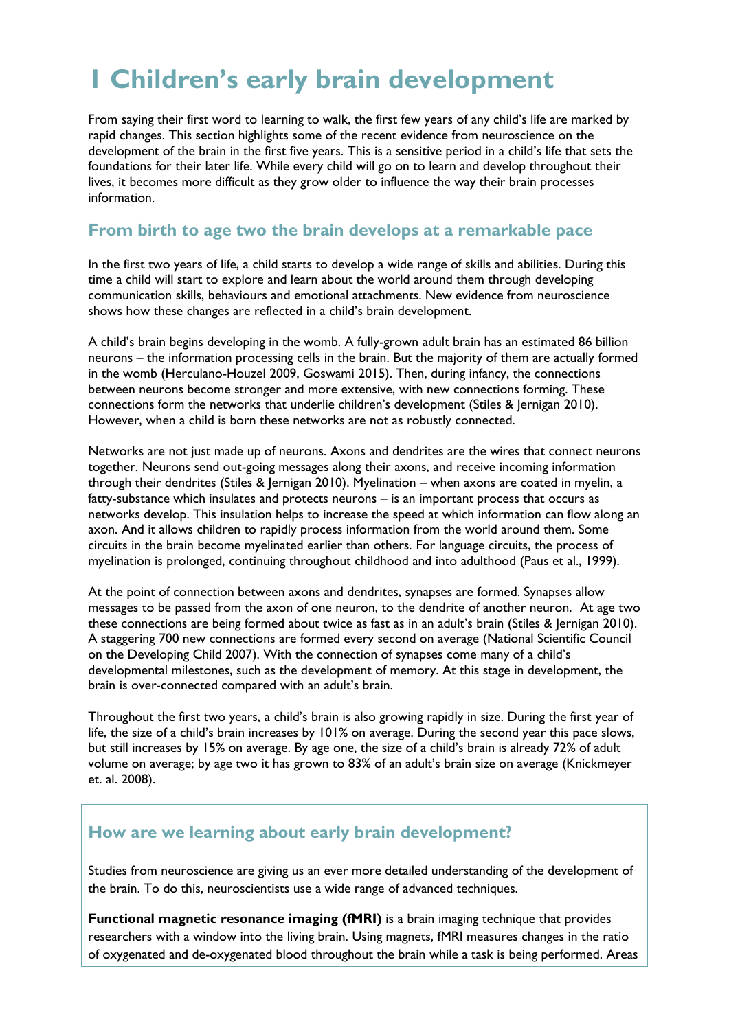# 1 Children's early brain development

From saying their first word to learning to walk, the first few years of any child's life are marked by rapid changes. This section highlights some of the recent evidence from neuroscience on the development of the brain in the first five years. This is a sensitive period in a child's life that sets the foundations for their later life. While every child will go on to learn and develop throughout their lives, it becomes more difficult as they grow older to influence the way their brain processes information.

## From birth to age two the brain develops at a remarkable pace

In the first two years of life, a child starts to develop a wide range of skills and abilities. During this time a child will start to explore and learn about the world around them through developing communication skills, behaviours and emotional attachments. New evidence from neuroscience shows how these changes are reflected in a child's brain development.

A child's brain begins developing in the womb. A fully-grown adult brain has an estimated 86 billion neurons – the information processing cells in the brain. But the majority of them are actually formed in the womb (Herculano-Houzel 2009, Goswami 2015). Then, during infancy, the connections between neurons become stronger and more extensive, with new connections forming. These connections form the networks that underlie children's development (Stiles & Jernigan 2010). However, when a child is born these networks are not as robustly connected.

Networks are not just made up of neurons. Axons and dendrites are the wires that connect neurons together. Neurons send out-going messages along their axons, and receive incoming information through their dendrites (Stiles & Jernigan 2010). Myelination – when axons are coated in myelin, a fatty-substance which insulates and protects neurons – is an important process that occurs as networks develop. This insulation helps to increase the speed at which information can flow along an axon. And it allows children to rapidly process information from the world around them. Some circuits in the brain become myelinated earlier than others. For language circuits, the process of myelination is prolonged, continuing throughout childhood and into adulthood (Paus et al., 1999).

At the point of connection between axons and dendrites, synapses are formed. Synapses allow messages to be passed from the axon of one neuron, to the dendrite of another neuron. At age two these connections are being formed about twice as fast as in an adult's brain (Stiles & Jernigan 2010). A staggering 700 new connections are formed every second on average (National Scientific Council on the Developing Child 2007). With the connection of synapses come many of a child's developmental milestones, such as the development of memory. At this stage in development, the brain is over-connected compared with an adult's brain.

Throughout the first two years, a child's brain is also growing rapidly in size. During the first year of life, the size of a child's brain increases by 101% on average. During the second year this pace slows, but still increases by 15% on average. By age one, the size of a child's brain is already 72% of adult volume on average; by age two it has grown to 83% of an adult's brain size on average (Knickmeyer et. al. 2008).

## How are we learning about early brain development?

Studies from neuroscience are giving us an ever more detailed understanding of the development of the brain. To do this, neuroscientists use a wide range of advanced techniques.

**Functional magnetic resonance imaging (fMRI)** is a brain imaging technique that provides researchers with a window into the living brain. Using magnets, fMRI measures changes in the ratio of oxygenated and de-oxygenated blood throughout the brain while a task is being performed. Areas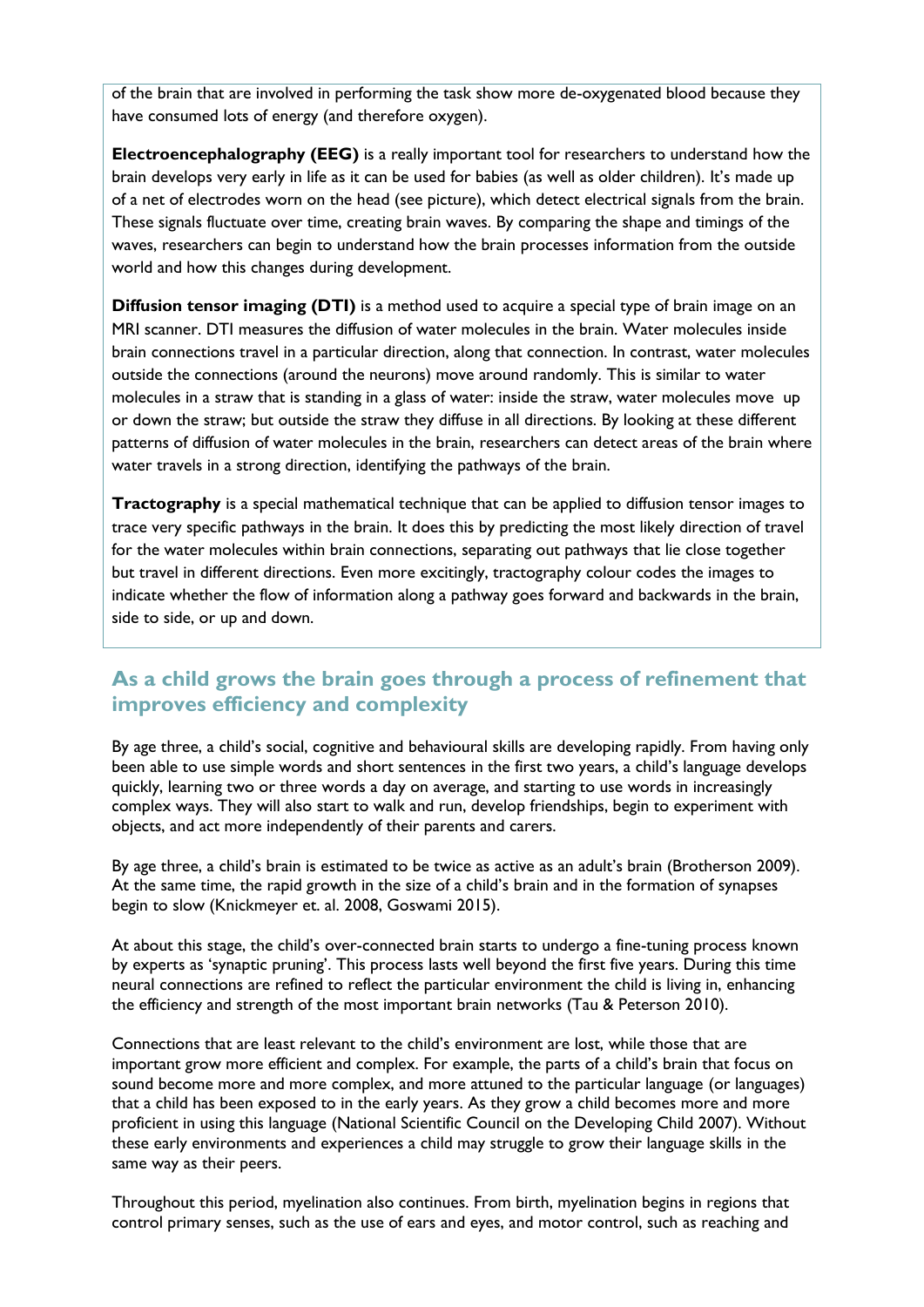of the brain that are involved in performing the task show more de-oxygenated blood because they have consumed lots of energy (and therefore oxygen).

**Electroencephalography (EEG)** is a really important tool for researchers to understand how the brain develops very early in life as it can be used for babies (as well as older children). It's made up of a net of electrodes worn on the head (see picture), which detect electrical signals from the brain. These signals fluctuate over time, creating brain waves. By comparing the shape and timings of the waves, researchers can begin to understand how the brain processes information from the outside world and how this changes during development.

**Diffusion tensor imaging (DTI)** is a method used to acquire a special type of brain image on an MRI scanner. DTI measures the diffusion of water molecules in the brain. Water molecules inside brain connections travel in a particular direction, along that connection. In contrast, water molecules outside the connections (around the neurons) move around randomly. This is similar to water molecules in a straw that is standing in a glass of water: inside the straw, water molecules move up or down the straw; but outside the straw they diffuse in all directions. By looking at these different patterns of diffusion of water molecules in the brain, researchers can detect areas of the brain where water travels in a strong direction, identifying the pathways of the brain.

**Tractography** is a special mathematical technique that can be applied to diffusion tensor images to trace very specific pathways in the brain. It does this by predicting the most likely direction of travel for the water molecules within brain connections, separating out pathways that lie close together but travel in different directions. Even more excitingly, tractography colour codes the images to indicate whether the flow of information along a pathway goes forward and backwards in the brain, side to side, or up and down.

## As a child grows the brain goes through a process of refinement that improves efficiency and complexity

By age three, a child's social, cognitive and behavioural skills are developing rapidly. From having only been able to use simple words and short sentences in the first two years, a child's language develops quickly, learning two or three words a day on average, and starting to use words in increasingly complex ways. They will also start to walk and run, develop friendships, begin to experiment with objects, and act more independently of their parents and carers.

By age three, a child's brain is estimated to be twice as active as an adult's brain (Brotherson 2009). At the same time, the rapid growth in the size of a child's brain and in the formation of synapses begin to slow (Knickmeyer et. al. 2008, Goswami 2015).

At about this stage, the child's over-connected brain starts to undergo a fine-tuning process known by experts as 'synaptic pruning'. This process lasts well beyond the first five years. During this time neural connections are refined to reflect the particular environment the child is living in, enhancing the efficiency and strength of the most important brain networks (Tau & Peterson 2010).

Connections that are least relevant to the child's environment are lost, while those that are important grow more efficient and complex. For example, the parts of a child's brain that focus on sound become more and more complex, and more attuned to the particular language (or languages) that a child has been exposed to in the early years. As they grow a child becomes more and more proficient in using this language (National Scientific Council on the Developing Child 2007). Without these early environments and experiences a child may struggle to grow their language skills in the same way as their peers.

Throughout this period, myelination also continues. From birth, myelination begins in regions that control primary senses, such as the use of ears and eyes, and motor control, such as reaching and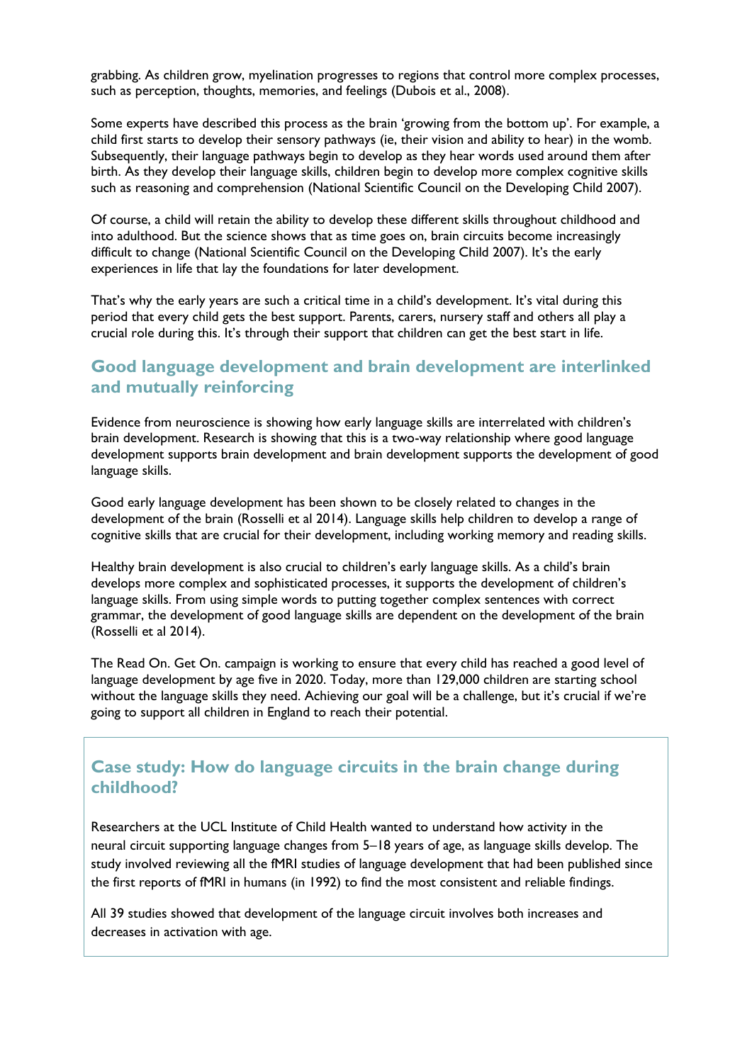grabbing. As children grow, myelination progresses to regions that control more complex processes, such as perception, thoughts, memories, and feelings (Dubois et al., 2008).

Some experts have described this process as the brain 'growing from the bottom up'. For example, a child first starts to develop their sensory pathways (ie, their vision and ability to hear) in the womb. Subsequently, their language pathways begin to develop as they hear words used around them after birth. As they develop their language skills, children begin to develop more complex cognitive skills such as reasoning and comprehension (National Scientific Council on the Developing Child 2007).

Of course, a child will retain the ability to develop these different skills throughout childhood and into adulthood. But the science shows that as time goes on, brain circuits become increasingly difficult to change (National Scientific Council on the Developing Child 2007). It's the early experiences in life that lay the foundations for later development.

That's why the early years are such a critical time in a child's development. It's vital during this period that every child gets the best support. Parents, carers, nursery staff and others all play a crucial role during this. It's through their support that children can get the best start in life.

## Good language development and brain development are interlinked and mutually reinforcing

Evidence from neuroscience is showing how early language skills are interrelated with children's brain development. Research is showing that this is a two-way relationship where good language development supports brain development and brain development supports the development of good language skills.

Good early language development has been shown to be closely related to changes in the development of the brain (Rosselli et al 2014). Language skills help children to develop a range of cognitive skills that are crucial for their development, including working memory and reading skills.

Healthy brain development is also crucial to children's early language skills. As a child's brain develops more complex and sophisticated processes, it supports the development of children's language skills. From using simple words to putting together complex sentences with correct grammar, the development of good language skills are dependent on the development of the brain (Rosselli et al 2014).

The Read On. Get On. campaign is working to ensure that every child has reached a good level of language development by age five in 2020. Today, more than 129,000 children are starting school without the language skills they need. Achieving our goal will be a challenge, but it's crucial if we're going to support all children in England to reach their potential.

## Case study: How do language circuits in the brain change during childhood?

Researchers at the UCL Institute of Child Health wanted to understand how activity in the neural circuit supporting language changes from 5–18 years of age, as language skills develop. The study involved reviewing all the fMRI studies of language development that had been published since the first reports of fMRI in humans (in 1992) to find the most consistent and reliable findings.

All 39 studies showed that development of the language circuit involves both increases and decreases in activation with age.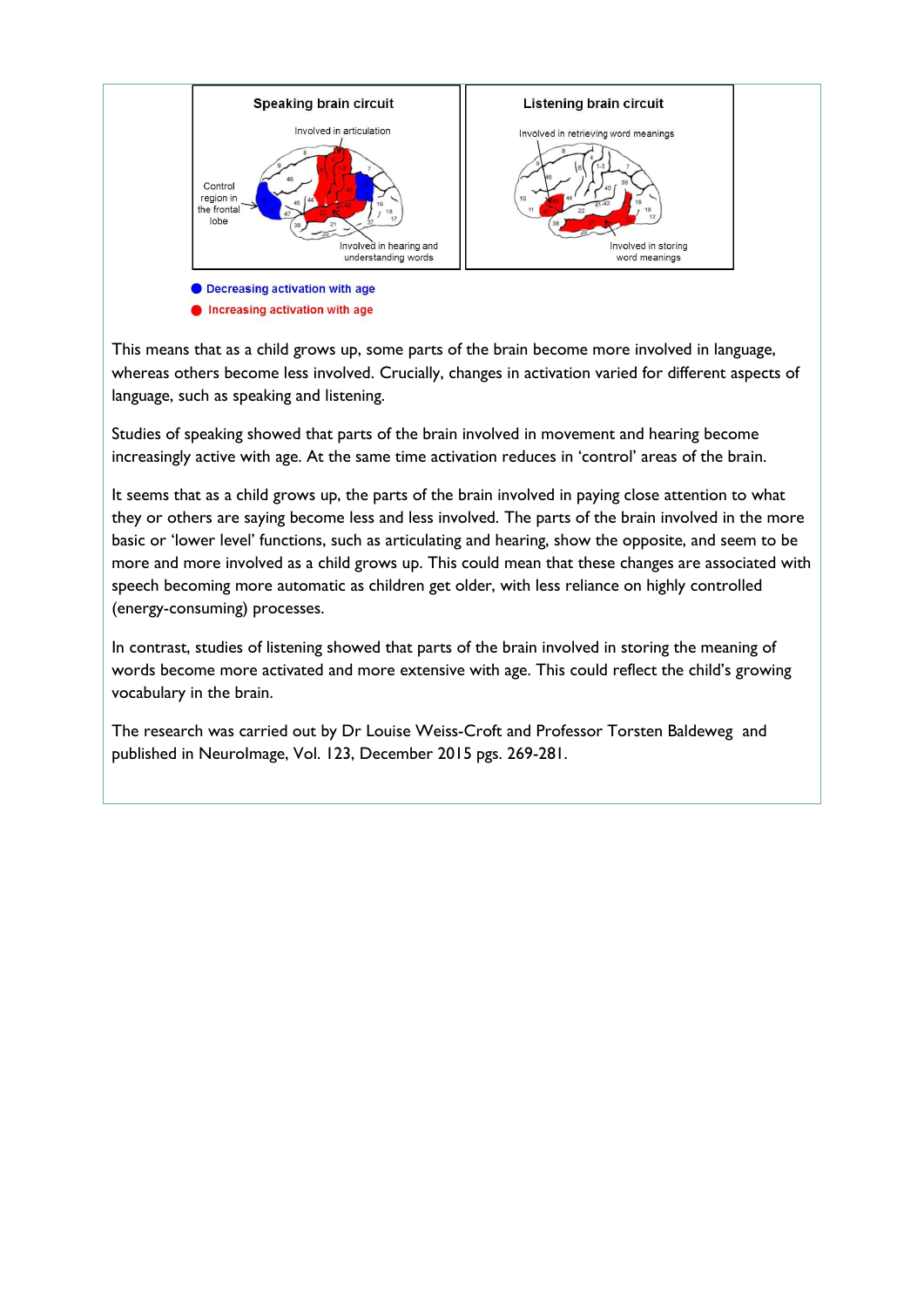Speaking brain circuit

Involved in articulation

Control region in the frontal lobe

Involved in hearing and understanding words

Listening brain circuit

Involved in retrieving word meanings

Involved in storing word meanings

Decreasing activation with age

Increasing activation with age

This means that as a child grows up, some parts of the brain become more involved in language, whereas others become less involved. Crucially, changes in activation varied for different aspects of language, such as speaking and listening.

Studies of speaking showed that parts of the brain involved in movement and hearing become increasingly active with age. At the same time activation reduces in 'control' areas of the brain.

It seems that as a child grows up, the parts of the brain involved in paying close attention to what they or others are saying become less and less involved. The parts of the brain involved in the more basic or 'lower level' functions, such as articulating and hearing, show the opposite, and seem to be more and more involved as a child grows up. This could mean that these changes are associated with speech becoming more automatic as children get older, with less reliance on highly controlled (energy-consuming) processes.

In contrast, studies of listening showed that parts of the brain involved in storing the meaning of words become more activated and more extensive with age. This could reflect the child's growing vocabulary in the brain.

The research was carried out by Dr Louise Weiss-Croft and Professor Torsten Baldeweg and published in NeuroImage, Vol. 123, December 2015 pgs. 269-281.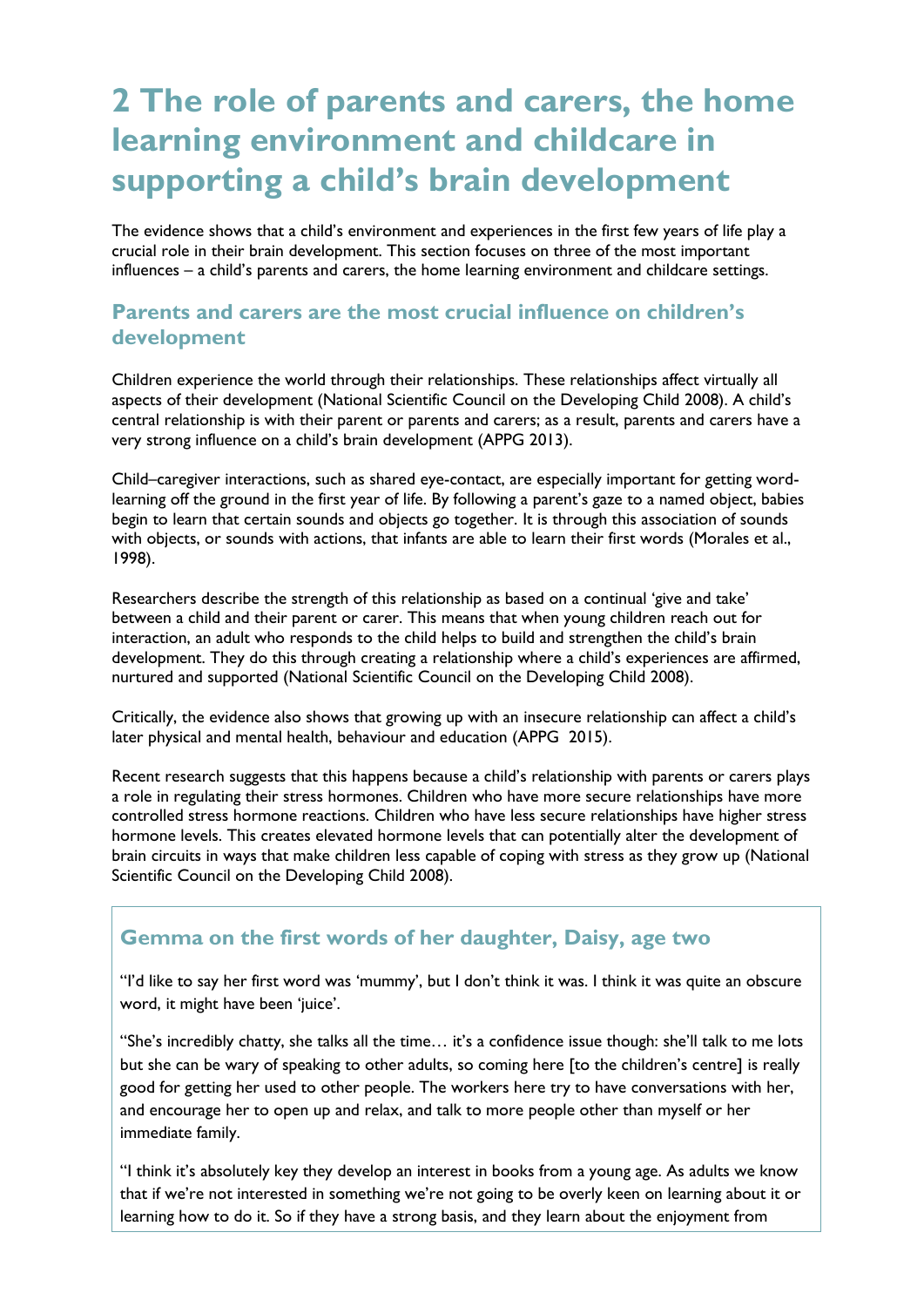# 2 The role of parents and carers, the home learning environment and childcare in supporting a child's brain development

The evidence shows that a child's environment and experiences in the first few years of life play a crucial role in their brain development. This section focuses on three of the most important influences – a child's parents and carers, the home learning environment and childcare settings.

## Parents and carers are the most crucial influence on children's development

Children experience the world through their relationships. These relationships affect virtually all aspects of their development (National Scientific Council on the Developing Child 2008). A child's central relationship is with their parent or parents and carers; as a result, parents and carers have a very strong influence on a child's brain development (APPG 2013).

Child–caregiver interactions, such as shared eye-contact, are especially important for getting word-learning off the ground in the first year of life. By following a parent's gaze to a named object, babies begin to learn that certain sounds and objects go together. It is through this association of sounds with objects, or sounds with actions, that infants are able to learn their first words (Morales et al., 1998).

Researchers describe the strength of this relationship as based on a continual 'give and take' between a child and their parent or carer. This means that when young children reach out for interaction, an adult who responds to the child helps to build and strengthen the child's brain development. They do this through creating a relationship where a child's experiences are affirmed, nurtured and supported (National Scientific Council on the Developing Child 2008).

Critically, the evidence also shows that growing up with an insecure relationship can affect a child's later physical and mental health, behaviour and education (APPG 2015).

Recent research suggests that this happens because a child's relationship with parents or carers plays a role in regulating their stress hormones. Children who have more secure relationships have more controlled stress hormone reactions. Children who have less secure relationships have higher stress hormone levels. This creates elevated hormone levels that can potentially alter the development of brain circuits in ways that make children less capable of coping with stress as they grow up (National Scientific Council on the Developing Child 2008).

### Gemma on the first words of her daughter, Daisy, age two

"I'd like to say her first word was 'mummy', but I don't think it was. I think it was quite an obscure word, it might have been 'juice'.

"She's incredibly chatty, she talks all the time… it's a confidence issue though: she'll talk to me lots but she can be wary of speaking to other adults, so coming here [to the children's centre] is really good for getting her used to other people. The workers here try to have conversations with her, and encourage her to open up and relax, and talk to more people other than myself or her immediate family.

"I think it's absolutely key they develop an interest in books from a young age. As adults we know that if we're not interested in something we're not going to be overly keen on learning about it or learning how to do it. So if they have a strong basis, and they learn about the enjoyment from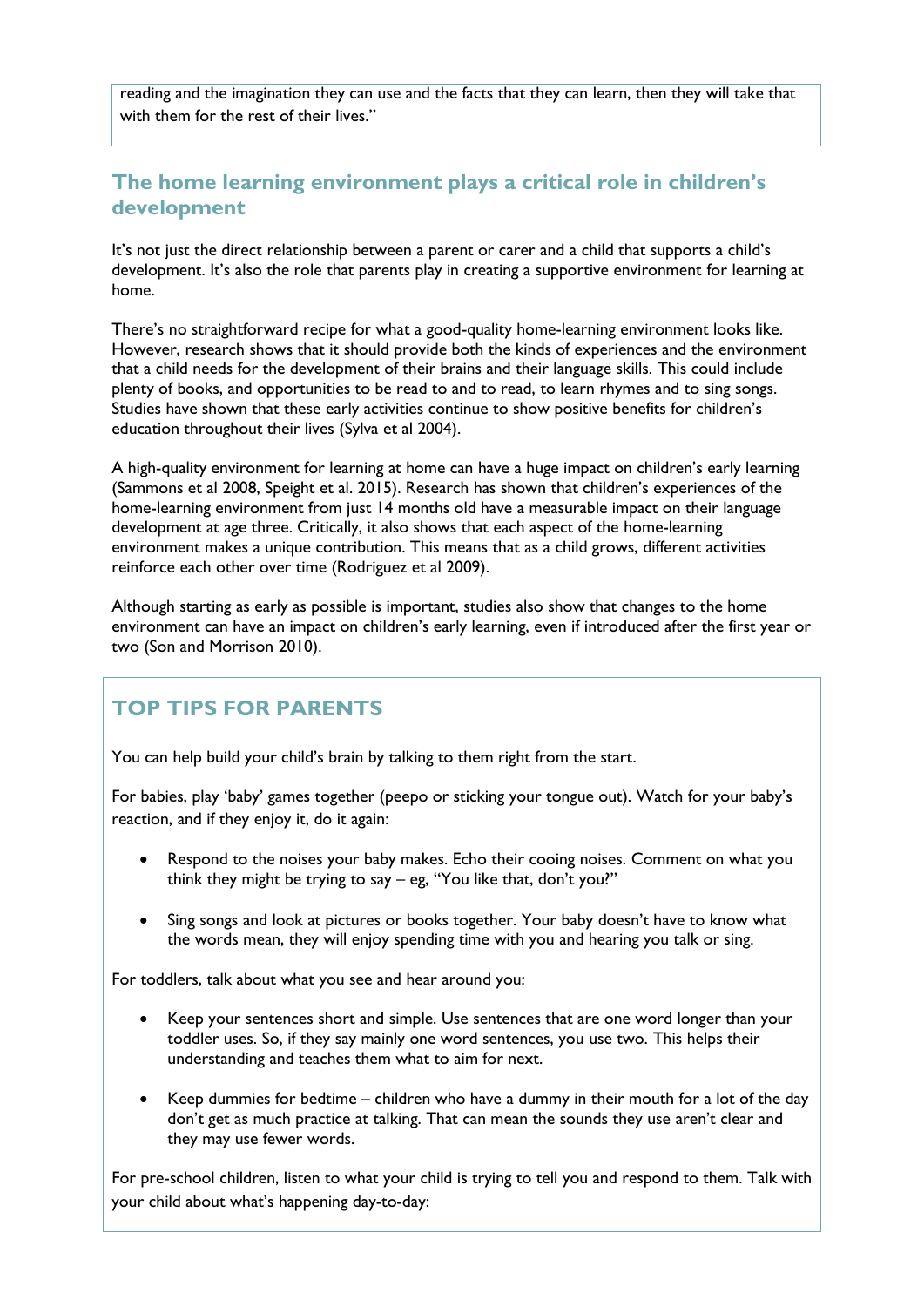reading and the imagination they can use and the facts that they can learn, then they will take that with them for the rest of their lives."

## The home learning environment plays a critical role in children's development

It's not just the direct relationship between a parent or carer and a child that supports a child's development. It's also the role that parents play in creating a supportive environment for learning at home.

There's no straightforward recipe for what a good-quality home-learning environment looks like. However, research shows that it should provide both the kinds of experiences and the environment that a child needs for the development of their brains and their language skills. This could include plenty of books, and opportunities to be read to and to read, to learn rhymes and to sing songs. Studies have shown that these early activities continue to show positive benefits for children's education throughout their lives (Sylva et al 2004).

A high-quality environment for learning at home can have a huge impact on children's early learning (Sammons et al 2008, Speight et al. 2015). Research has shown that children's experiences of the home-learning environment from just 14 months old have a measurable impact on their language development at age three. Critically, it also shows that each aspect of the home-learning environment makes a unique contribution. This means that as a child grows, different activities reinforce each other over time (Rodriguez et al 2009).

Although starting as early as possible is important, studies also show that changes to the home environment can have an impact on children's early learning, even if introduced after the first year or two (Son and Morrison 2010).

## TOP TIPS FOR PARENTS

You can help build your child's brain by talking to them right from the start.

For babies, play 'baby' games together (peepo or sticking your tongue out). Watch for your baby's reaction, and if they enjoy it, do it again:

- Respond to the noises your baby makes. Echo their cooing noises. Comment on what you think they might be trying to say – eg, "You like that, don't you?"
- Sing songs and look at pictures or books together. Your baby doesn't have to know what the words mean, they will enjoy spending time with you and hearing you talk or sing.

For toddlers, talk about what you see and hear around you:

- Keep your sentences short and simple. Use sentences that are one word longer than your toddler uses. So, if they say mainly one word sentences, you use two. This helps their understanding and teaches them what to aim for next.
- Keep dummies for bedtime – children who have a dummy in their mouth for a lot of the day don't get as much practice at talking. That can mean the sounds they use aren't clear and they may use fewer words.

For pre-school children, listen to what your child is trying to tell you and respond to them. Talk with your child about what's happening day-to-day: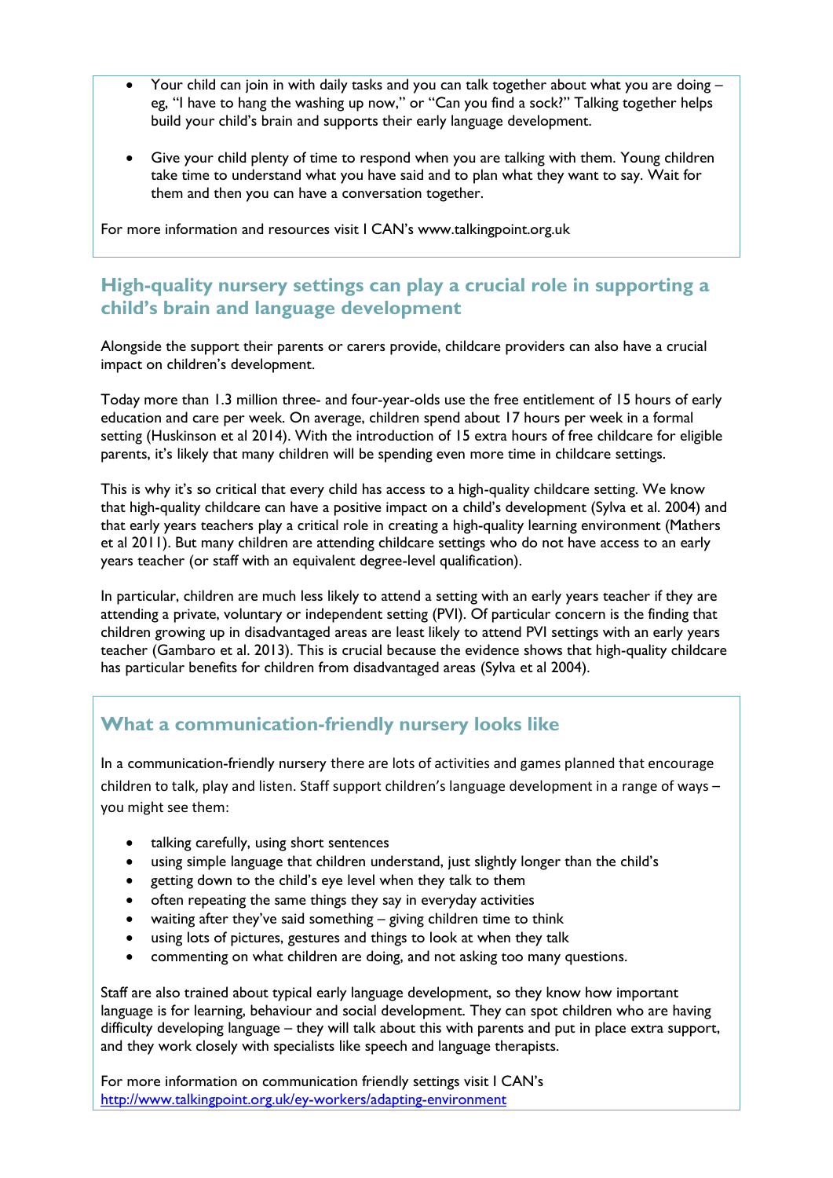- Your child can join in with daily tasks and you can talk together about what you are doing – eg, "I have to hang the washing up now," or "Can you find a sock?" Talking together helps build your child's brain and supports their early language development.

- Give your child plenty of time to respond when you are talking with them. Young children take time to understand what you have said and to plan what they want to say. Wait for them and then you can have a conversation together.

For more information and resources visit I CAN's www.talkingpoint.org.uk

## High-quality nursery settings can play a crucial role in supporting a child's brain and language development

Alongside the support their parents or carers provide, childcare providers can also have a crucial impact on children's development.

Today more than 1.3 million three- and four-year-olds use the free entitlement of 15 hours of early education and care per week. On average, children spend about 17 hours per week in a formal setting (Huskinson et al 2014). With the introduction of 15 extra hours of free childcare for eligible parents, it's likely that many children will be spending even more time in childcare settings.

This is why it's so critical that every child has access to a high-quality childcare setting. We know that high-quality childcare can have a positive impact on a child's development (Sylva et al. 2004) and that early years teachers play a critical role in creating a high-quality learning environment (Mathers et al 2011). But many children are attending childcare settings who do not have access to an early years teacher (or staff with an equivalent degree-level qualification).

In particular, children are much less likely to attend a setting with an early years teacher if they are attending a private, voluntary or independent setting (PVI). Of particular concern is the finding that children growing up in disadvantaged areas are least likely to attend PVI settings with an early years teacher (Gambaro et al. 2013). This is crucial because the evidence shows that high-quality childcare has particular benefits for children from disadvantaged areas (Sylva et al 2004).

## What a communication-friendly nursery looks like

In a communication-friendly nursery there are lots of activities and games planned that encourage children to talk, play and listen. Staff support children's language development in a range of ways – you might see them:

- talking carefully, using short sentences
- using simple language that children understand, just slightly longer than the child's
- getting down to the child's eye level when they talk to them
- often repeating the same things they say in everyday activities
- waiting after they've said something – giving children time to think
- using lots of pictures, gestures and things to look at when they talk
- commenting on what children are doing, and not asking too many questions.

Staff are also trained about typical early language development, so they know how important language is for learning, behaviour and social development. They can spot children who are having difficulty developing language – they will talk about this with parents and put in place extra support, and they work closely with specialists like speech and language therapists.

For more information on communication friendly settings visit I CAN's http://www.talkingpoint.org.uk/ey-workers/adapting-environment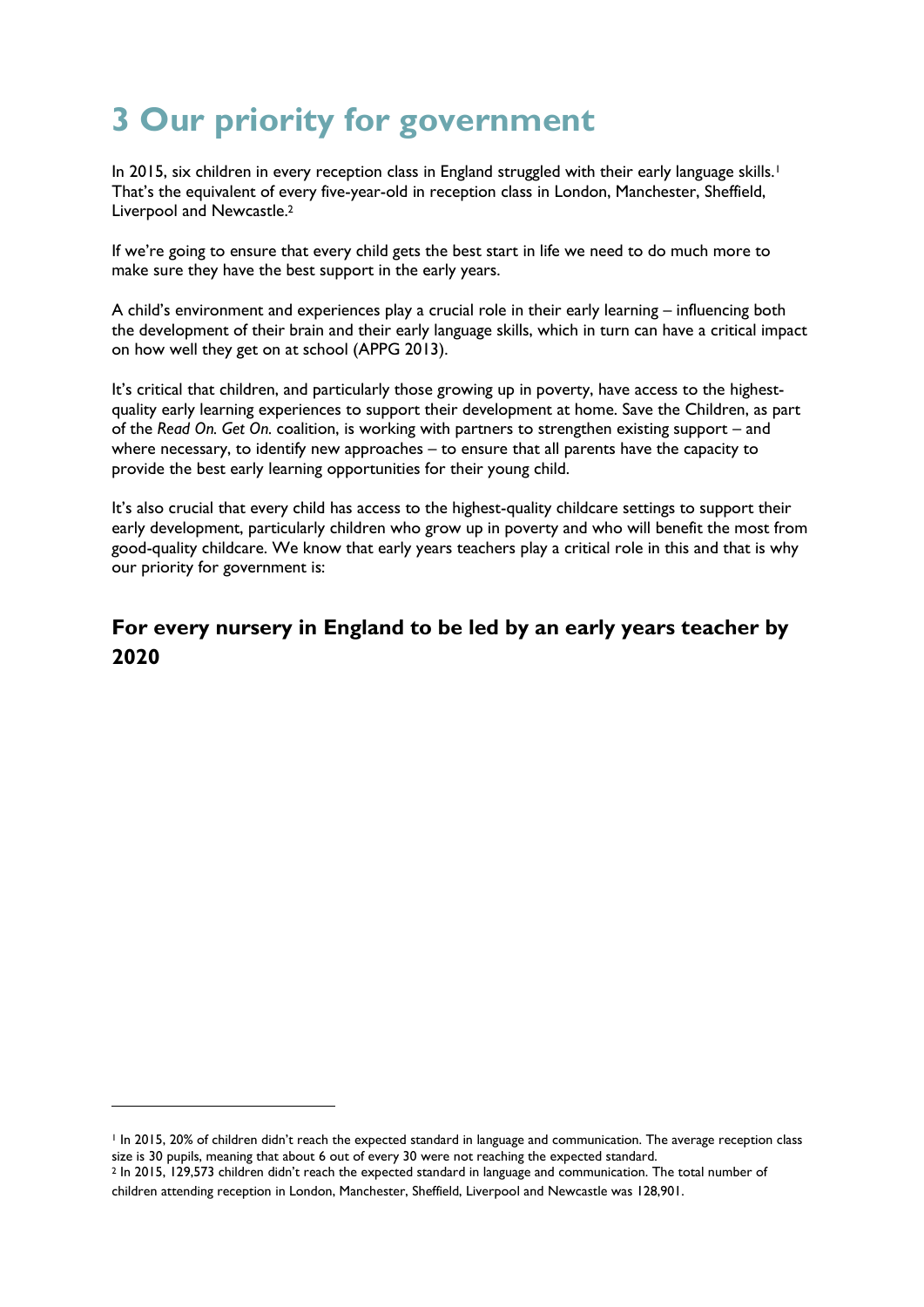# 3 Our priority for government

In 2015, six children in every reception class in England struggled with their early language skills.[1] That's the equivalent of every five-year-old in reception class in London, Manchester, Sheffield, Liverpool and Newcastle.[2]

If we're going to ensure that every child gets the best start in life we need to do much more to make sure they have the best support in the early years.

A child's environment and experiences play a crucial role in their early learning – influencing both the development of their brain and their early language skills, which in turn can have a critical impact on how well they get on at school (APPG 2013).

It's critical that children, and particularly those growing up in poverty, have access to the highest-quality early learning experiences to support their development at home. Save the Children, as part of the *Read On. Get On.* coalition, is working with partners to strengthen existing support – and where necessary, to identify new approaches – to ensure that all parents have the capacity to provide the best early learning opportunities for their young child.

It's also crucial that every child has access to the highest-quality childcare settings to support their early development, particularly children who grow up in poverty and who will benefit the most from good-quality childcare. We know that early years teachers play a critical role in this and that is why our priority for government is:

## For every nursery in England to be led by an early years teacher by 2020

---

[1] In 2015, 20% of children didn't reach the expected standard in language and communication. The average reception class size is 30 pupils, meaning that about 6 out of every 30 were not reaching the expected standard.

[2] In 2015, 129,573 children didn't reach the expected standard in language and communication. The total number of children attending reception in London, Manchester, Sheffield, Liverpool and Newcastle was 128,901.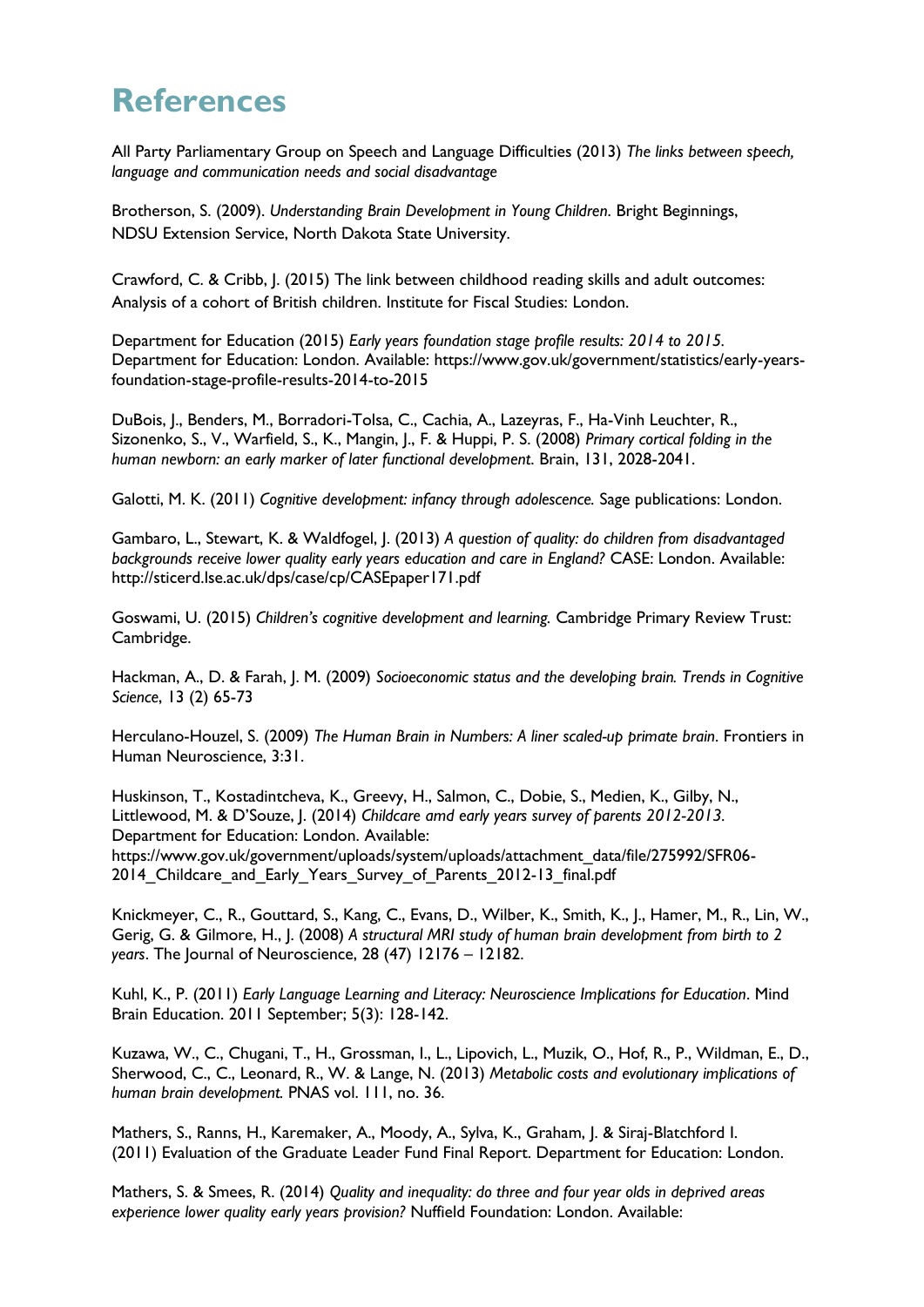# References

All Party Parliamentary Group on Speech and Language Difficulties (2013) *The links between speech, language and communication needs and social disadvantage*

Brotherson, S. (2009). *Understanding Brain Development in Young Children*. Bright Beginnings, NDSU Extension Service, North Dakota State University.

Crawford, C. & Cribb, J. (2015) The link between childhood reading skills and adult outcomes: Analysis of a cohort of British children. Institute for Fiscal Studies: London.

Department for Education (2015) *Early years foundation stage profile results: 2014 to 2015*. Department for Education: London. Available: https://www.gov.uk/government/statistics/early-years-foundation-stage-profile-results-2014-to-2015

DuBois, J., Benders, M., Borradori-Tolsa, C., Cachia, A., Lazeyras, F., Ha-Vinh Leuchter, R., Sizonenko, S., V., Warfield, S., K., Mangin, J., F. & Huppi, P. S. (2008) *Primary cortical folding in the human newborn: an early marker of later functional development*. Brain, 131, 2028-2041.

Galotti, M. K. (2011) *Cognitive development: infancy through adolescence.* Sage publications: London.

Gambaro, L., Stewart, K. & Waldfogel, J. (2013) *A question of quality: do children from disadvantaged backgrounds receive lower quality early years education and care in England?* CASE: London. Available: http://sticerd.lse.ac.uk/dps/case/cp/CASEpaper171.pdf

Goswami, U. (2015) *Children's cognitive development and learning.* Cambridge Primary Review Trust: Cambridge.

Hackman, A., D. & Farah, J. M. (2009) *Socioeconomic status and the developing brain. Trends in Cognitive Science*, 13 (2) 65-73

Herculano-Houzel, S. (2009) *The Human Brain in Numbers: A liner scaled-up primate brain*. Frontiers in Human Neuroscience, 3:31.

Huskinson, T., Kostadintcheva, K., Greevy, H., Salmon, C., Dobie, S., Medien, K., Gilby, N., Littlewood, M. & D'Souze, J. (2014) *Childcare amd early years survey of parents 2012-2013.* Department for Education: London. Available: https://www.gov.uk/government/uploads/system/uploads/attachment_data/file/275992/SFR06-2014_Childcare_and_Early_Years_Survey_of_Parents_2012-13_final.pdf

Knickmeyer, C., R., Gouttard, S., Kang, C., Evans, D., Wilber, K., Smith, K., J., Hamer, M., R., Lin, W., Gerig, G. & Gilmore, H., J. (2008) *A structural MRI study of human brain development from birth to 2 years*. The Journal of Neuroscience, 28 (47) 12176 – 12182.

Kuhl, K., P. (2011) *Early Language Learning and Literacy: Neuroscience Implications for Education*. Mind Brain Education. 2011 September; 5(3): 128-142.

Kuzawa, W., C., Chugani, T., H., Grossman, I., L., Lipovich, L., Muzik, O., Hof, R., P., Wildman, E., D., Sherwood, C., C., Leonard, R., W. & Lange, N. (2013) *Metabolic costs and evolutionary implications of human brain development.* PNAS vol. 111, no. 36.

Mathers, S., Ranns, H., Karemaker, A., Moody, A., Sylva, K., Graham, J. & Siraj-Blatchford I. (2011) Evaluation of the Graduate Leader Fund Final Report. Department for Education: London.

Mathers, S. & Smees, R. (2014) *Quality and inequality: do three and four year olds in deprived areas experience lower quality early years provision?* Nuffield Foundation: London. Available: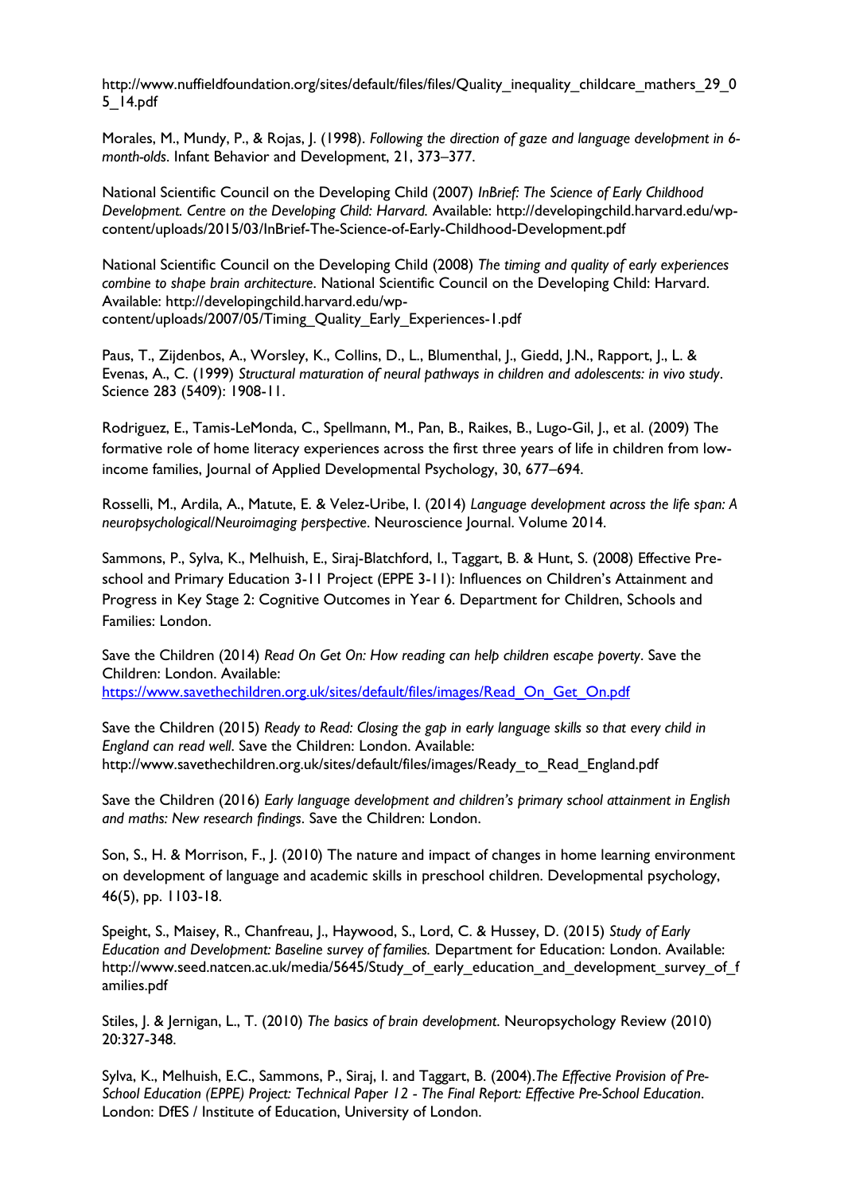http://www.nuffieldfoundation.org/sites/default/files/files/Quality_inequality_childcare_mathers_29_05_14.pdf

Morales, M., Mundy, P., & Rojas, J. (1998). *Following the direction of gaze and language development in 6-month-olds*. Infant Behavior and Development, 21, 373–377.

National Scientific Council on the Developing Child (2007) *InBrief: The Science of Early Childhood Development. Centre on the Developing Child: Harvard.* Available: http://developingchild.harvard.edu/wp-content/uploads/2015/03/InBrief-The-Science-of-Early-Childhood-Development.pdf

National Scientific Council on the Developing Child (2008) *The timing and quality of early experiences combine to shape brain architecture*. National Scientific Council on the Developing Child: Harvard. Available: http://developingchild.harvard.edu/wp-content/uploads/2007/05/Timing_Quality_Early_Experiences-1.pdf

Paus, T., Zijdenbos, A., Worsley, K., Collins, D., L., Blumenthal, J., Giedd, J.N., Rapport, J., L. & Evenas, A., C. (1999) *Structural maturation of neural pathways in children and adolescents: in vivo study*. Science 283 (5409): 1908-11.

Rodriguez, E., Tamis-LeMonda, C., Spellmann, M., Pan, B., Raikes, B., Lugo-Gil, J., et al. (2009) The formative role of home literacy experiences across the first three years of life in children from low-income families, Journal of Applied Developmental Psychology, 30, 677–694.

Rosselli, M., Ardila, A., Matute, E. & Velez-Uribe, I. (2014) *Language development across the life span: A neuropsychological/Neuroimaging perspective*. Neuroscience Journal. Volume 2014.

Sammons, P., Sylva, K., Melhuish, E., Siraj-Blatchford, I., Taggart, B. & Hunt, S. (2008) Effective Pre-school and Primary Education 3-11 Project (EPPE 3-11): Influences on Children's Attainment and Progress in Key Stage 2: Cognitive Outcomes in Year 6. Department for Children, Schools and Families: London.

Save the Children (2014) *Read On Get On: How reading can help children escape poverty*. Save the Children: London. Available: https://www.savethechildren.org.uk/sites/default/files/images/Read_On_Get_On.pdf

Save the Children (2015) *Ready to Read: Closing the gap in early language skills so that every child in England can read well*. Save the Children: London. Available: http://www.savethechildren.org.uk/sites/default/files/images/Ready_to_Read_England.pdf

Save the Children (2016) *Early language development and children's primary school attainment in English and maths: New research findings*. Save the Children: London.

Son, S., H. & Morrison, F., J. (2010) The nature and impact of changes in home learning environment on development of language and academic skills in preschool children. Developmental psychology, 46(5), pp. 1103-18.

Speight, S., Maisey, R., Chanfreau, J., Haywood, S., Lord, C. & Hussey, D. (2015) *Study of Early Education and Development: Baseline survey of families.* Department for Education: London. Available: http://www.seed.natcen.ac.uk/media/5645/Study_of_early_education_and_development_survey_of_families.pdf

Stiles, J. & Jernigan, L., T. (2010) *The basics of brain development*. Neuropsychology Review (2010) 20:327-348.

Sylva, K., Melhuish, E.C., Sammons, P., Siraj, I. and Taggart, B. (2004).*The Effective Provision of Pre-School Education (EPPE) Project: Technical Paper 12 - The Final Report: Effective Pre-School Education*. London: DfES / Institute of Education, University of London.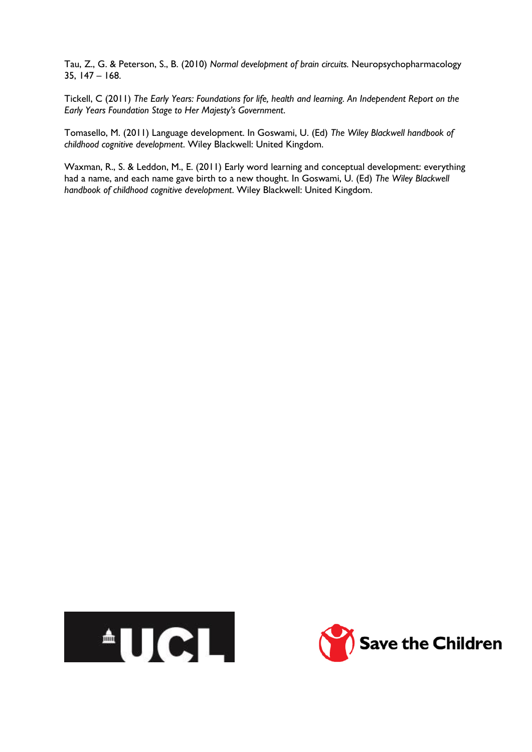Tau, Z., G. & Peterson, S., B. (2010) *Normal development of brain circuits.* Neuropsychopharmacology 35, 147 – 168.

Tickell, C (2011) *The Early Years: Foundations for life, health and learning. An Independent Report on the Early Years Foundation Stage to Her Majesty's Government*.

Tomasello, M. (2011) Language development. In Goswami, U. (Ed) *The Wiley Blackwell handbook of childhood cognitive development*. Wiley Blackwell: United Kingdom.

Waxman, R., S. & Leddon, M., E. (2011) Early word learning and conceptual development: everything had a name, and each name gave birth to a new thought. In Goswami, U. (Ed) *The Wiley Blackwell handbook of childhood cognitive development*. Wiley Blackwell: United Kingdom.

UCL

Save the Children